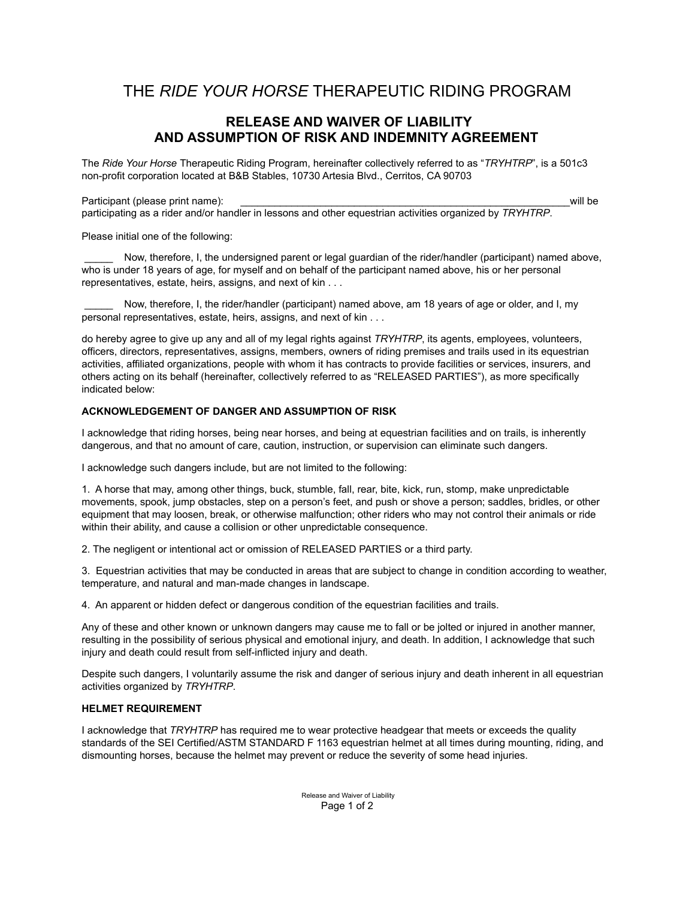# THE *RIDE YOUR HORSE* THERAPEUTIC RIDING PROGRAM

## RELEASE AND WAIVER OF LIABILITY AND ASSUMPTION OF RISK AND INDEMNITY AGREEMENT

The *Ride Your Horse* Therapeutic Riding Program, hereinafter collectively referred to as "*TRYHTRP*", is a 501c3 non-profit corporation located at B&B Stables, 10730 Artesia Blvd., Cerritos, CA 90703

Participant (please print name): ____________________________________________________________will be participating as a rider and/or handler in lessons and other equestrian activities organized by *TRYHTRP*.

Please initial one of the following:

_____ Now, therefore, I, the undersigned parent or legal guardian of the rider/handler (participant) named above, who is under 18 years of age, for myself and on behalf of the participant named above, his or her personal representatives, estate, heirs, assigns, and next of kin . . .

_____ Now, therefore, I, the rider/handler (participant) named above, am 18 years of age or older, and I, my personal representatives, estate, heirs, assigns, and next of kin . . .

do hereby agree to give up any and all of my legal rights against *TRYHTRP*, its agents, employees, volunteers, officers, directors, representatives, assigns, members, owners of riding premises and trails used in its equestrian activities, affiliated organizations, people with whom it has contracts to provide facilities or services, insurers, and others acting on its behalf (hereinafter, collectively referred to as "RELEASED PARTIES"), as more specifically indicated below:

**ACKNOWLEDGEMENT OF DANGER AND ASSUMPTION OF RISK**

I acknowledge that riding horses, being near horses, and being at equestrian facilities and on trails, is inherently dangerous, and that no amount of care, caution, instruction, or supervision can eliminate such dangers.

I acknowledge such dangers include, but are not limited to the following:

1. A horse that may, among other things, buck, stumble, fall, rear, bite, kick, run, stomp, make unpredictable movements, spook, jump obstacles, step on a person's feet, and push or shove a person; saddles, bridles, or other equipment that may loosen, break, or otherwise malfunction; other riders who may not control their animals or ride within their ability, and cause a collision or other unpredictable consequence.

2. The negligent or intentional act or omission of RELEASED PARTIES or a third party.

3. Equestrian activities that may be conducted in areas that are subject to change in condition according to weather, temperature, and natural and man-made changes in landscape.

4. An apparent or hidden defect or dangerous condition of the equestrian facilities and trails.

Any of these and other known or unknown dangers may cause me to fall or be jolted or injured in another manner, resulting in the possibility of serious physical and emotional injury, and death. In addition, I acknowledge that such injury and death could result from self-inflicted injury and death.

Despite such dangers, I voluntarily assume the risk and danger of serious injury and death inherent in all equestrian activities organized by *TRYHTRP*.

**HELMET REQUIREMENT**

I acknowledge that *TRYHTRP* has required me to wear protective headgear that meets or exceeds the quality standards of the SEI Certified/ASTM STANDARD F 1163 equestrian helmet at all times during mounting, riding, and dismounting horses, because the helmet may prevent or reduce the severity of some head injuries.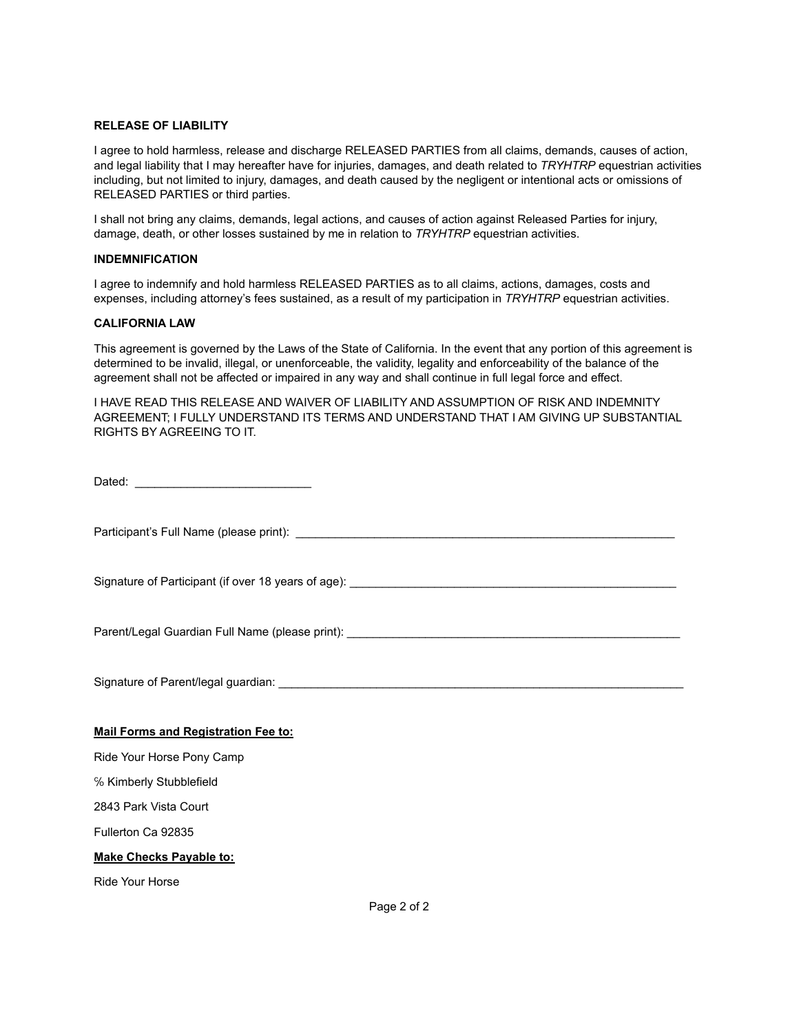**RELEASE OF LIABILITY**

I agree to hold harmless, release and discharge RELEASED PARTIES from all claims, demands, causes of action, and legal liability that I may hereafter have for injuries, damages, and death related to *TRYHTRP* equestrian activities including, but not limited to injury, damages, and death caused by the negligent or intentional acts or omissions of RELEASED PARTIES or third parties.

I shall not bring any claims, demands, legal actions, and causes of action against Released Parties for injury, damage, death, or other losses sustained by me in relation to *TRYHTRP* equestrian activities.

**INDEMNIFICATION**

I agree to indemnify and hold harmless RELEASED PARTIES as to all claims, actions, damages, costs and expenses, including attorney's fees sustained, as a result of my participation in *TRYHTRP* equestrian activities.

**CALIFORNIA LAW**

This agreement is governed by the Laws of the State of California. In the event that any portion of this agreement is determined to be invalid, illegal, or unenforceable, the validity, legality and enforceability of the balance of the agreement shall not be affected or impaired in any way and shall continue in full legal force and effect.

I HAVE READ THIS RELEASE AND WAIVER OF LIABILITY AND ASSUMPTION OF RISK AND INDEMNITY AGREEMENT; I FULLY UNDERSTAND ITS TERMS AND UNDERSTAND THAT I AM GIVING UP SUBSTANTIAL RIGHTS BY AGREEING TO IT.

Dated: ___________________________

Participant's Full Name (please print): ___________________________________________________________

Signature of Participant (if over 18 years of age): ____________________________________________________

Parent/Legal Guardian Full Name (please print): ______________________________________________________

Signature of Parent/legal guardian: ______________________________________________________________

**Mail Forms and Registration Fee to:**

Ride Your Horse Pony Camp

℅ Kimberly Stubblefield

2843 Park Vista Court

Fullerton Ca 92835

**Make Checks Payable to:**

Ride Your Horse